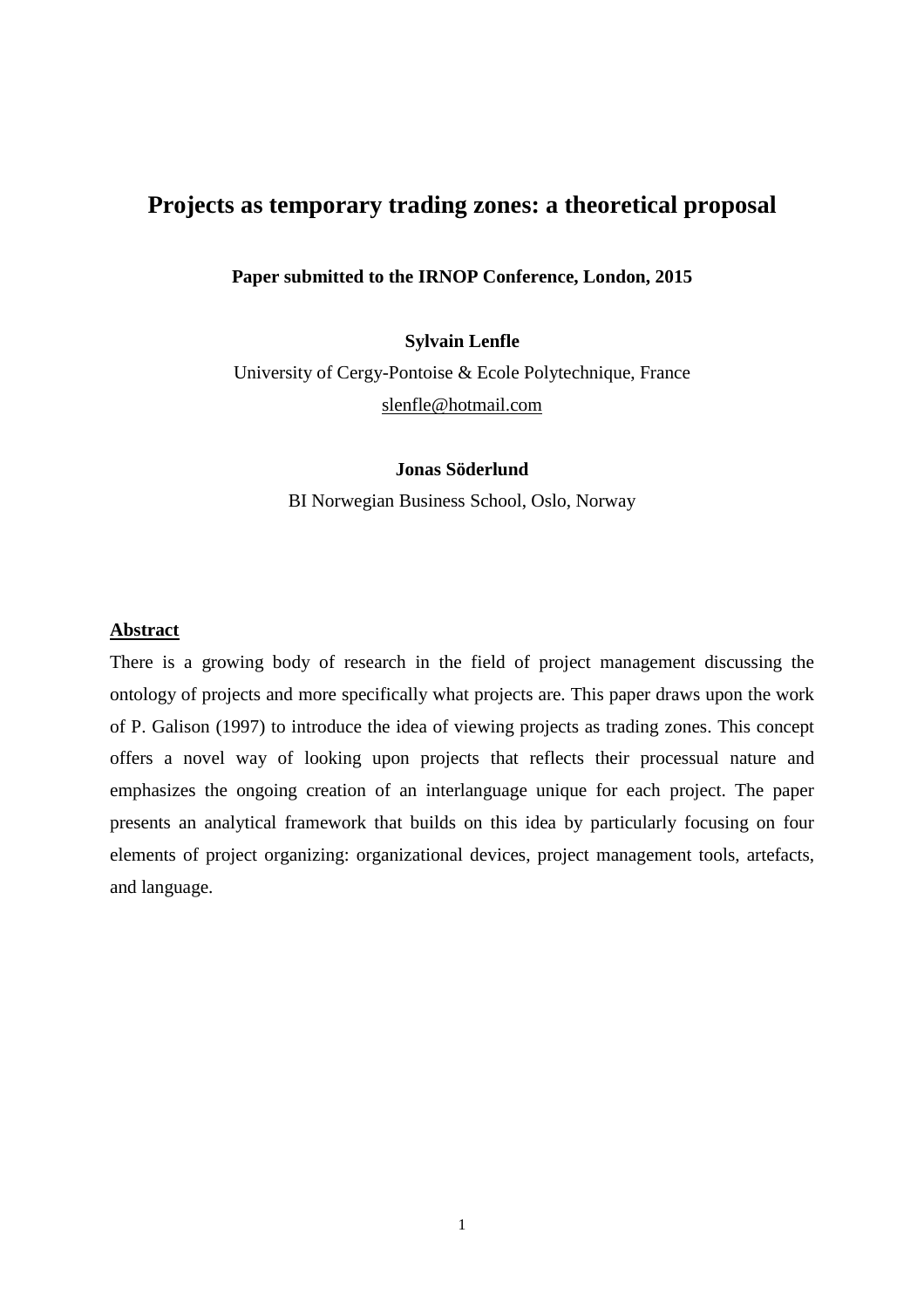# Projects as temporary trading zones: a theoretical proposal

**Paper submitted to the IRNOP Conference, London, 2015**

**Sylvain Lenfle**

University of Cergy-Pontoise & Ecole Polytechnique, France

slenfle@hotmail.com

**Jonas Söderlund**

BI Norwegian Business School, Oslo, Norway

## Abstract

There is a growing body of research in the field of project management discussing the ontology of projects and more specifically what projects are. This paper draws upon the work of P. Galison (1997) to introduce the idea of viewing projects as trading zones. This concept offers a novel way of looking upon projects that reflects their processual nature and emphasizes the ongoing creation of an interlanguage unique for each project. The paper presents an analytical framework that builds on this idea by particularly focusing on four elements of project organizing: organizational devices, project management tools, artefacts, and language.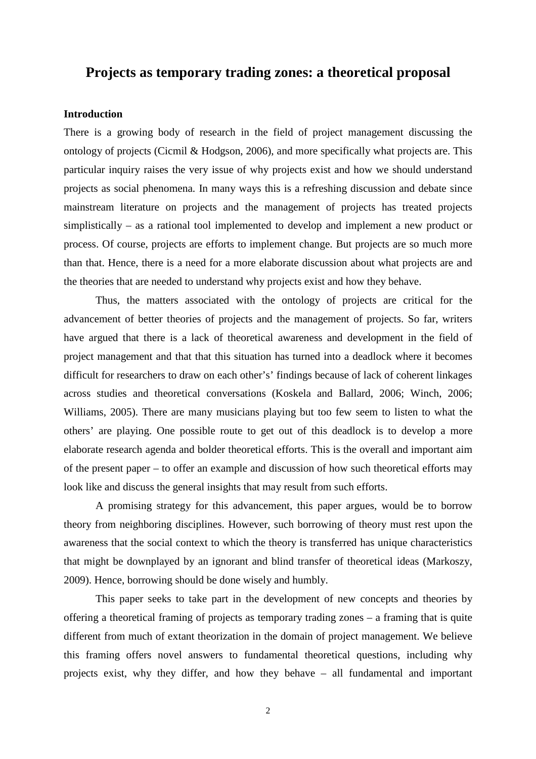# Projects as temporary trading zones: a theoretical proposal

## Introduction

There is a growing body of research in the field of project management discussing the ontology of projects (Cicmil & Hodgson, 2006), and more specifically what projects are. This particular inquiry raises the very issue of why projects exist and how we should understand projects as social phenomena. In many ways this is a refreshing discussion and debate since mainstream literature on projects and the management of projects has treated projects simplistically – as a rational tool implemented to develop and implement a new product or process. Of course, projects are efforts to implement change. But projects are so much more than that. Hence, there is a need for a more elaborate discussion about what projects are and the theories that are needed to understand why projects exist and how they behave.

Thus, the matters associated with the ontology of projects are critical for the advancement of better theories of projects and the management of projects. So far, writers have argued that there is a lack of theoretical awareness and development in the field of project management and that that this situation has turned into a deadlock where it becomes difficult for researchers to draw on each other's' findings because of lack of coherent linkages across studies and theoretical conversations (Koskela and Ballard, 2006; Winch, 2006; Williams, 2005). There are many musicians playing but too few seem to listen to what the others' are playing. One possible route to get out of this deadlock is to develop a more elaborate research agenda and bolder theoretical efforts. This is the overall and important aim of the present paper – to offer an example and discussion of how such theoretical efforts may look like and discuss the general insights that may result from such efforts.

A promising strategy for this advancement, this paper argues, would be to borrow theory from neighboring disciplines. However, such borrowing of theory must rest upon the awareness that the social context to which the theory is transferred has unique characteristics that might be downplayed by an ignorant and blind transfer of theoretical ideas (Markoszy, 2009). Hence, borrowing should be done wisely and humbly.

This paper seeks to take part in the development of new concepts and theories by offering a theoretical framing of projects as temporary trading zones – a framing that is quite different from much of extant theorization in the domain of project management. We believe this framing offers novel answers to fundamental theoretical questions, including why projects exist, why they differ, and how they behave – all fundamental and important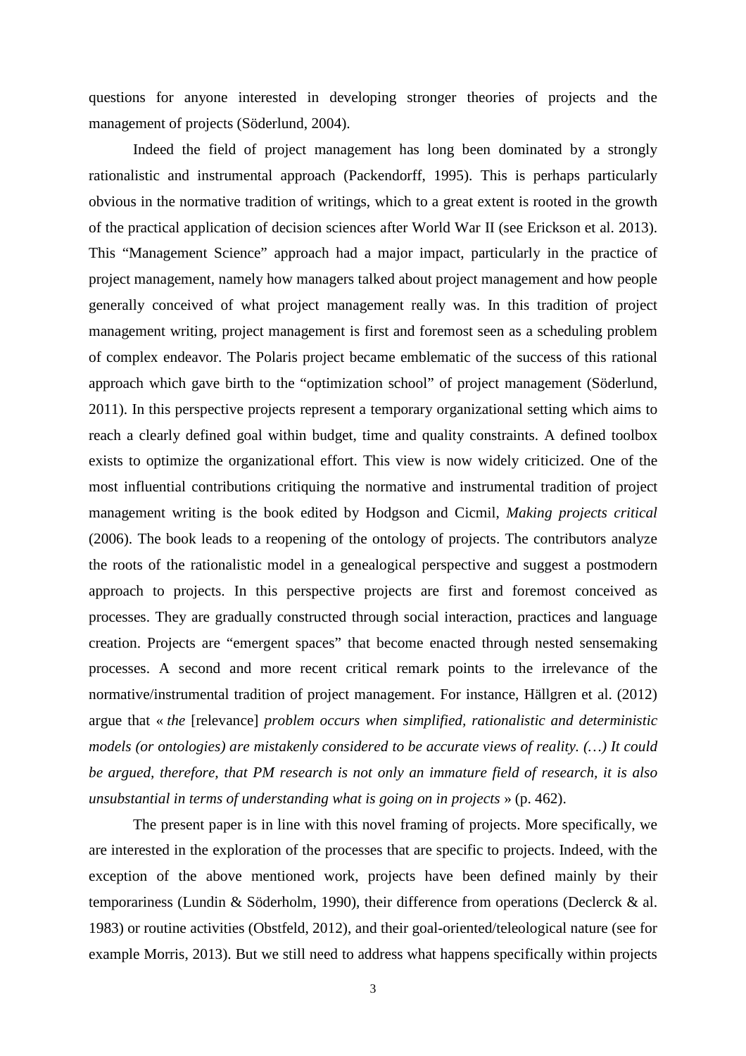questions for anyone interested in developing stronger theories of projects and the management of projects (Söderlund, 2004).

Indeed the field of project management has long been dominated by a strongly rationalistic and instrumental approach (Packendorff, 1995). This is perhaps particularly obvious in the normative tradition of writings, which to a great extent is rooted in the growth of the practical application of decision sciences after World War II (see Erickson et al. 2013). This "Management Science" approach had a major impact, particularly in the practice of project management, namely how managers talked about project management and how people generally conceived of what project management really was. In this tradition of project management writing, project management is first and foremost seen as a scheduling problem of complex endeavor. The Polaris project became emblematic of the success of this rational approach which gave birth to the "optimization school" of project management (Söderlund, 2011). In this perspective projects represent a temporary organizational setting which aims to reach a clearly defined goal within budget, time and quality constraints. A defined toolbox exists to optimize the organizational effort. This view is now widely criticized. One of the most influential contributions critiquing the normative and instrumental tradition of project management writing is the book edited by Hodgson and Cicmil, *Making projects critical* (2006). The book leads to a reopening of the ontology of projects. The contributors analyze the roots of the rationalistic model in a genealogical perspective and suggest a postmodern approach to projects. In this perspective projects are first and foremost conceived as processes. They are gradually constructed through social interaction, practices and language creation. Projects are "emergent spaces" that become enacted through nested sensemaking processes. A second and more recent critical remark points to the irrelevance of the normative/instrumental tradition of project management. For instance, Hällgren et al. (2012) argue that « *the* [relevance] *problem occurs when simplified, rationalistic and deterministic models (or ontologies) are mistakenly considered to be accurate views of reality. (…) It could be argued, therefore, that PM research is not only an immature field of research, it is also unsubstantial in terms of understanding what is going on in projects* » (p. 462).

The present paper is in line with this novel framing of projects. More specifically, we are interested in the exploration of the processes that are specific to projects. Indeed, with the exception of the above mentioned work, projects have been defined mainly by their temporariness (Lundin & Söderholm, 1990), their difference from operations (Declerck & al. 1983) or routine activities (Obstfeld, 2012), and their goal-oriented/teleological nature (see for example Morris, 2013). But we still need to address what happens specifically within projects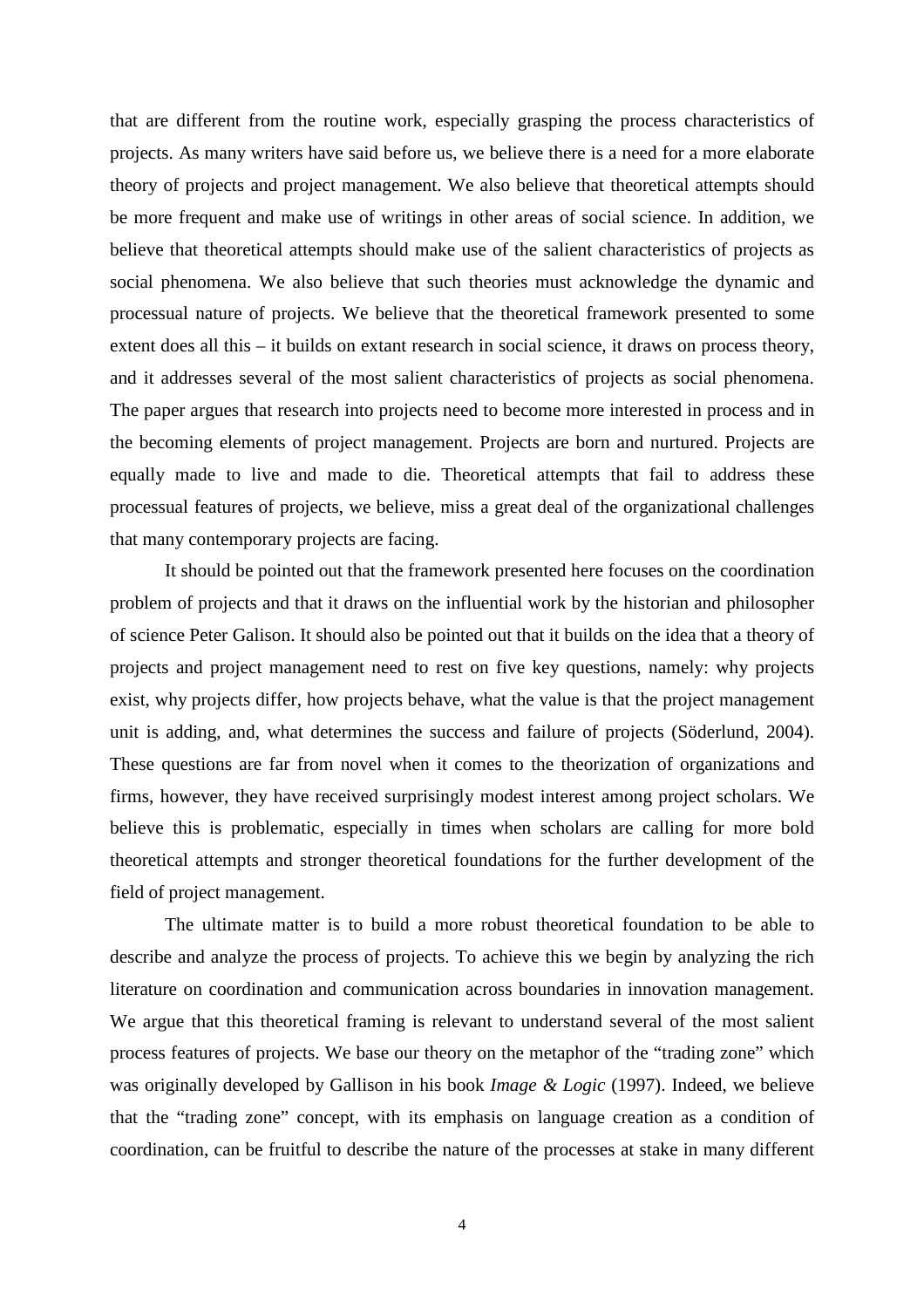that are different from the routine work, especially grasping the process characteristics of projects. As many writers have said before us, we believe there is a need for a more elaborate theory of projects and project management. We also believe that theoretical attempts should be more frequent and make use of writings in other areas of social science. In addition, we believe that theoretical attempts should make use of the salient characteristics of projects as social phenomena. We also believe that such theories must acknowledge the dynamic and processual nature of projects. We believe that the theoretical framework presented to some extent does all this – it builds on extant research in social science, it draws on process theory, and it addresses several of the most salient characteristics of projects as social phenomena. The paper argues that research into projects need to become more interested in process and in the becoming elements of project management. Projects are born and nurtured. Projects are equally made to live and made to die. Theoretical attempts that fail to address these processual features of projects, we believe, miss a great deal of the organizational challenges that many contemporary projects are facing.

It should be pointed out that the framework presented here focuses on the coordination problem of projects and that it draws on the influential work by the historian and philosopher of science Peter Galison. It should also be pointed out that it builds on the idea that a theory of projects and project management need to rest on five key questions, namely: why projects exist, why projects differ, how projects behave, what the value is that the project management unit is adding, and, what determines the success and failure of projects (Söderlund, 2004). These questions are far from novel when it comes to the theorization of organizations and firms, however, they have received surprisingly modest interest among project scholars. We believe this is problematic, especially in times when scholars are calling for more bold theoretical attempts and stronger theoretical foundations for the further development of the field of project management.

The ultimate matter is to build a more robust theoretical foundation to be able to describe and analyze the process of projects. To achieve this we begin by analyzing the rich literature on coordination and communication across boundaries in innovation management. We argue that this theoretical framing is relevant to understand several of the most salient process features of projects. We base our theory on the metaphor of the "trading zone" which was originally developed by Gallison in his book *Image & Logic* (1997). Indeed, we believe that the "trading zone" concept, with its emphasis on language creation as a condition of coordination, can be fruitful to describe the nature of the processes at stake in many different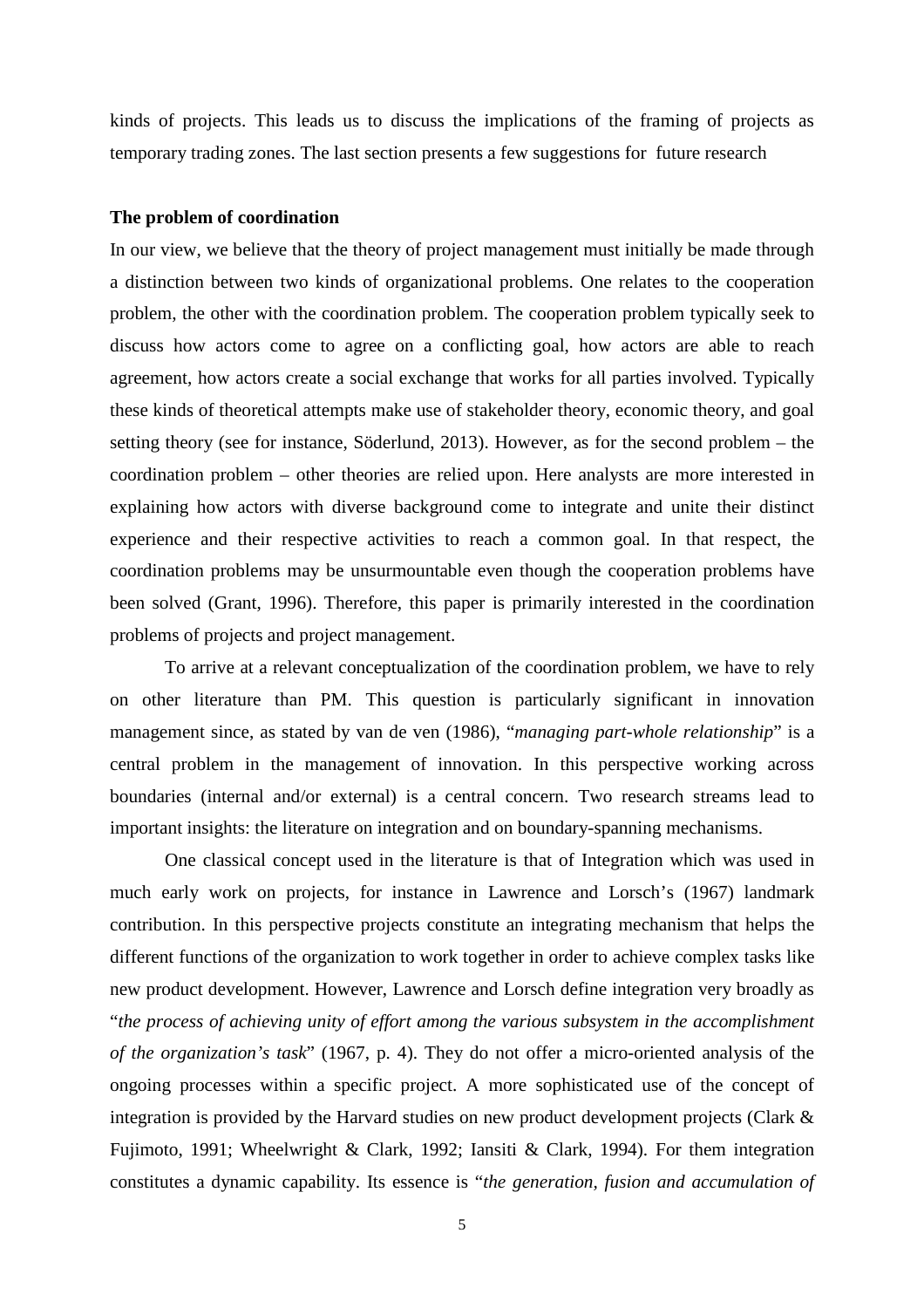kinds of projects. This leads us to discuss the implications of the framing of projects as temporary trading zones. The last section presents a few suggestions for future research

**The problem of coordination**

In our view, we believe that the theory of project management must initially be made through a distinction between two kinds of organizational problems. One relates to the cooperation problem, the other with the coordination problem. The cooperation problem typically seek to discuss how actors come to agree on a conflicting goal, how actors are able to reach agreement, how actors create a social exchange that works for all parties involved. Typically these kinds of theoretical attempts make use of stakeholder theory, economic theory, and goal setting theory (see for instance, Söderlund, 2013). However, as for the second problem – the coordination problem – other theories are relied upon. Here analysts are more interested in explaining how actors with diverse background come to integrate and unite their distinct experience and their respective activities to reach a common goal. In that respect, the coordination problems may be unsurmountable even though the cooperation problems have been solved (Grant, 1996). Therefore, this paper is primarily interested in the coordination problems of projects and project management.

To arrive at a relevant conceptualization of the coordination problem, we have to rely on other literature than PM. This question is particularly significant in innovation management since, as stated by van de ven (1986), "*managing part-whole relationship*" is a central problem in the management of innovation. In this perspective working across boundaries (internal and/or external) is a central concern. Two research streams lead to important insights: the literature on integration and on boundary-spanning mechanisms.

One classical concept used in the literature is that of Integration which was used in much early work on projects, for instance in Lawrence and Lorsch's (1967) landmark contribution. In this perspective projects constitute an integrating mechanism that helps the different functions of the organization to work together in order to achieve complex tasks like new product development. However, Lawrence and Lorsch define integration very broadly as "*the process of achieving unity of effort among the various subsystem in the accomplishment of the organization's task*" (1967, p. 4). They do not offer a micro-oriented analysis of the ongoing processes within a specific project. A more sophisticated use of the concept of integration is provided by the Harvard studies on new product development projects (Clark & Fujimoto, 1991; Wheelwright & Clark, 1992; Iansiti & Clark, 1994). For them integration constitutes a dynamic capability. Its essence is "*the generation, fusion and accumulation of*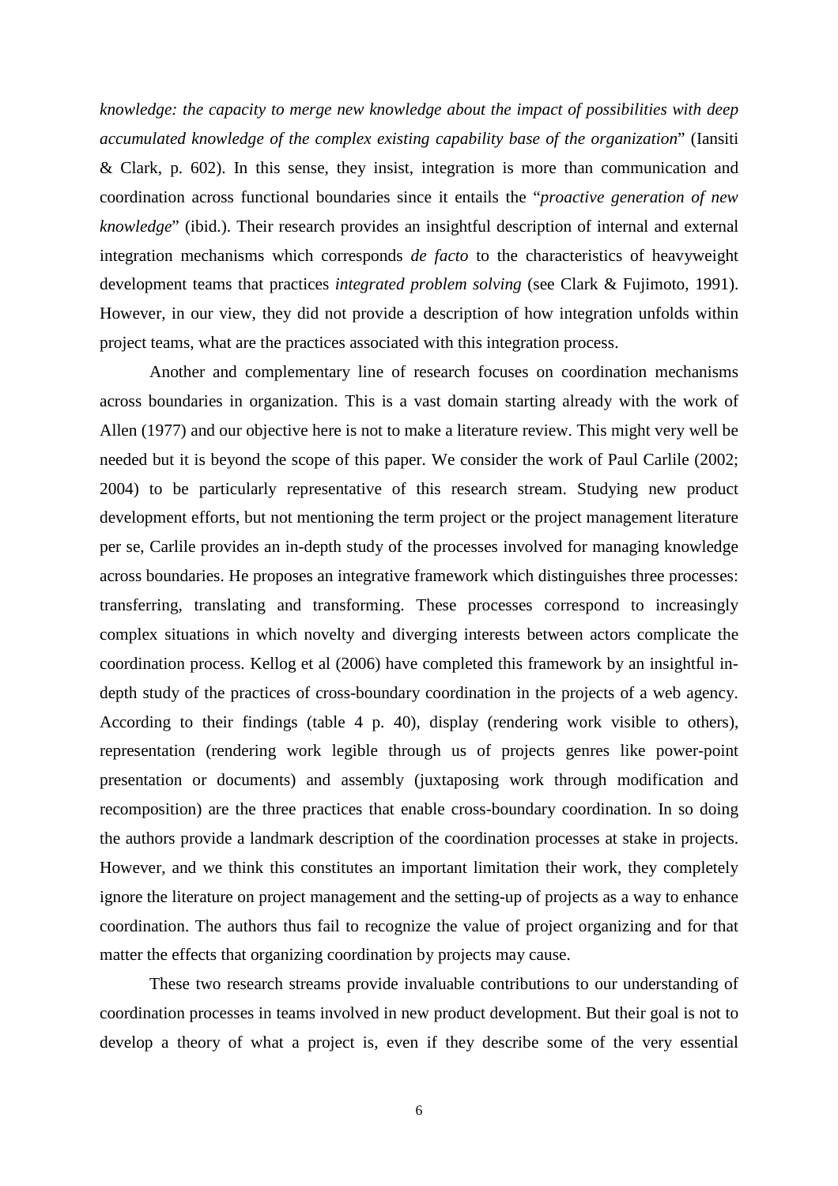*knowledge: the capacity to merge new knowledge about the impact of possibilities with deep accumulated knowledge of the complex existing capability base of the organization*" (Iansiti & Clark, p. 602). In this sense, they insist, integration is more than communication and coordination across functional boundaries since it entails the "*proactive generation of new knowledge*" (ibid.). Their research provides an insightful description of internal and external integration mechanisms which corresponds *de facto* to the characteristics of heavyweight development teams that practices *integrated problem solving* (see Clark & Fujimoto, 1991). However, in our view, they did not provide a description of how integration unfolds within project teams, what are the practices associated with this integration process.

Another and complementary line of research focuses on coordination mechanisms across boundaries in organization. This is a vast domain starting already with the work of Allen (1977) and our objective here is not to make a literature review. This might very well be needed but it is beyond the scope of this paper. We consider the work of Paul Carlile (2002; 2004) to be particularly representative of this research stream. Studying new product development efforts, but not mentioning the term project or the project management literature per se, Carlile provides an in-depth study of the processes involved for managing knowledge across boundaries. He proposes an integrative framework which distinguishes three processes: transferring, translating and transforming. These processes correspond to increasingly complex situations in which novelty and diverging interests between actors complicate the coordination process. Kellog et al (2006) have completed this framework by an insightful in-depth study of the practices of cross-boundary coordination in the projects of a web agency. According to their findings (table 4 p. 40), display (rendering work visible to others), representation (rendering work legible through us of projects genres like power-point presentation or documents) and assembly (juxtaposing work through modification and recomposition) are the three practices that enable cross-boundary coordination. In so doing the authors provide a landmark description of the coordination processes at stake in projects. However, and we think this constitutes an important limitation their work, they completely ignore the literature on project management and the setting-up of projects as a way to enhance coordination. The authors thus fail to recognize the value of project organizing and for that matter the effects that organizing coordination by projects may cause.

These two research streams provide invaluable contributions to our understanding of coordination processes in teams involved in new product development. But their goal is not to develop a theory of what a project is, even if they describe some of the very essential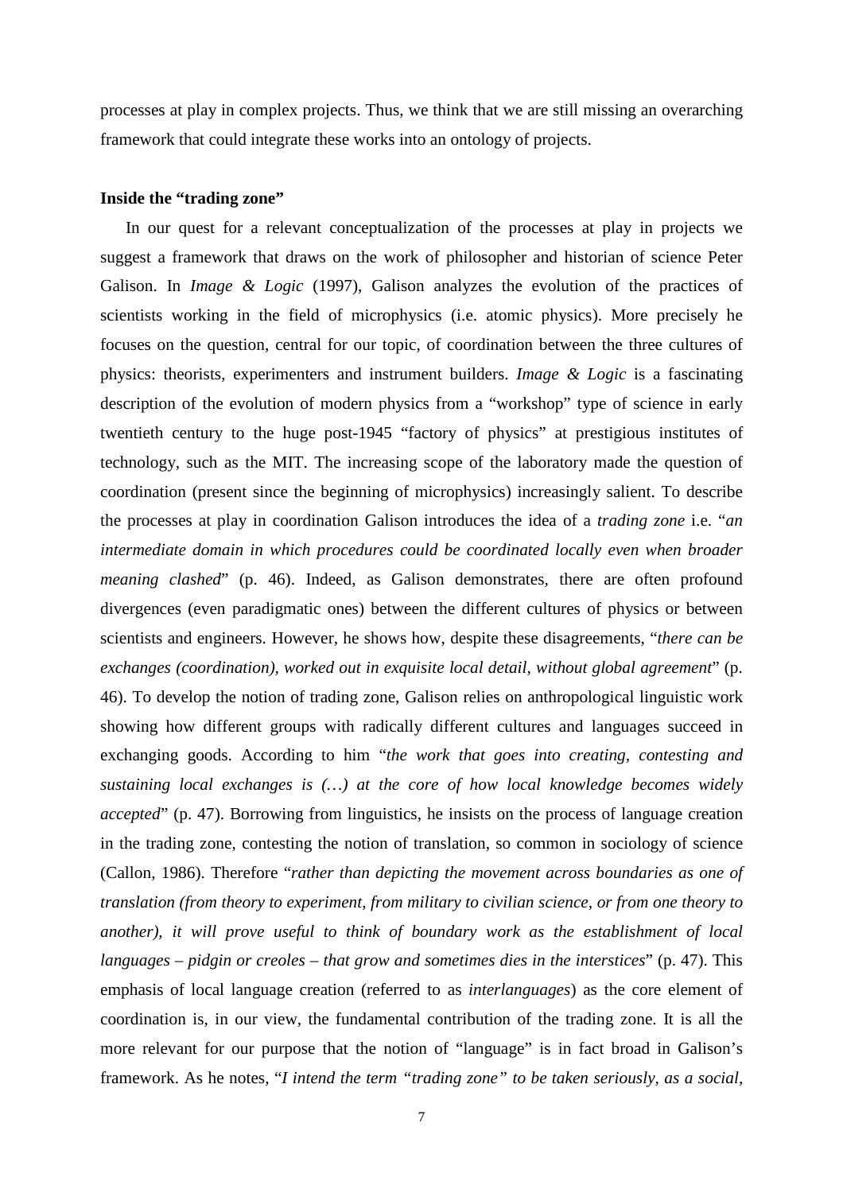processes at play in complex projects. Thus, we think that we are still missing an overarching framework that could integrate these works into an ontology of projects.

**Inside the "trading zone"**

In our quest for a relevant conceptualization of the processes at play in projects we suggest a framework that draws on the work of philosopher and historian of science Peter Galison. In *Image & Logic* (1997), Galison analyzes the evolution of the practices of scientists working in the field of microphysics (i.e. atomic physics). More precisely he focuses on the question, central for our topic, of coordination between the three cultures of physics: theorists, experimenters and instrument builders. *Image & Logic* is a fascinating description of the evolution of modern physics from a "workshop" type of science in early twentieth century to the huge post-1945 "factory of physics" at prestigious institutes of technology, such as the MIT. The increasing scope of the laboratory made the question of coordination (present since the beginning of microphysics) increasingly salient. To describe the processes at play in coordination Galison introduces the idea of a *trading zone* i.e. "*an intermediate domain in which procedures could be coordinated locally even when broader meaning clashed*" (p. 46). Indeed, as Galison demonstrates, there are often profound divergences (even paradigmatic ones) between the different cultures of physics or between scientists and engineers. However, he shows how, despite these disagreements, "*there can be exchanges (coordination), worked out in exquisite local detail, without global agreement*" (p. 46). To develop the notion of trading zone, Galison relies on anthropological linguistic work showing how different groups with radically different cultures and languages succeed in exchanging goods. According to him "*the work that goes into creating, contesting and sustaining local exchanges is (…) at the core of how local knowledge becomes widely accepted*" (p. 47). Borrowing from linguistics, he insists on the process of language creation in the trading zone, contesting the notion of translation, so common in sociology of science (Callon, 1986). Therefore "*rather than depicting the movement across boundaries as one of translation (from theory to experiment, from military to civilian science, or from one theory to another), it will prove useful to think of boundary work as the establishment of local languages – pidgin or creoles – that grow and sometimes dies in the interstices*" (p. 47). This emphasis of local language creation (referred to as *interlanguages*) as the core element of coordination is, in our view, the fundamental contribution of the trading zone. It is all the more relevant for our purpose that the notion of "language" is in fact broad in Galison's framework. As he notes, "*I intend the term "trading zone" to be taken seriously, as a social,*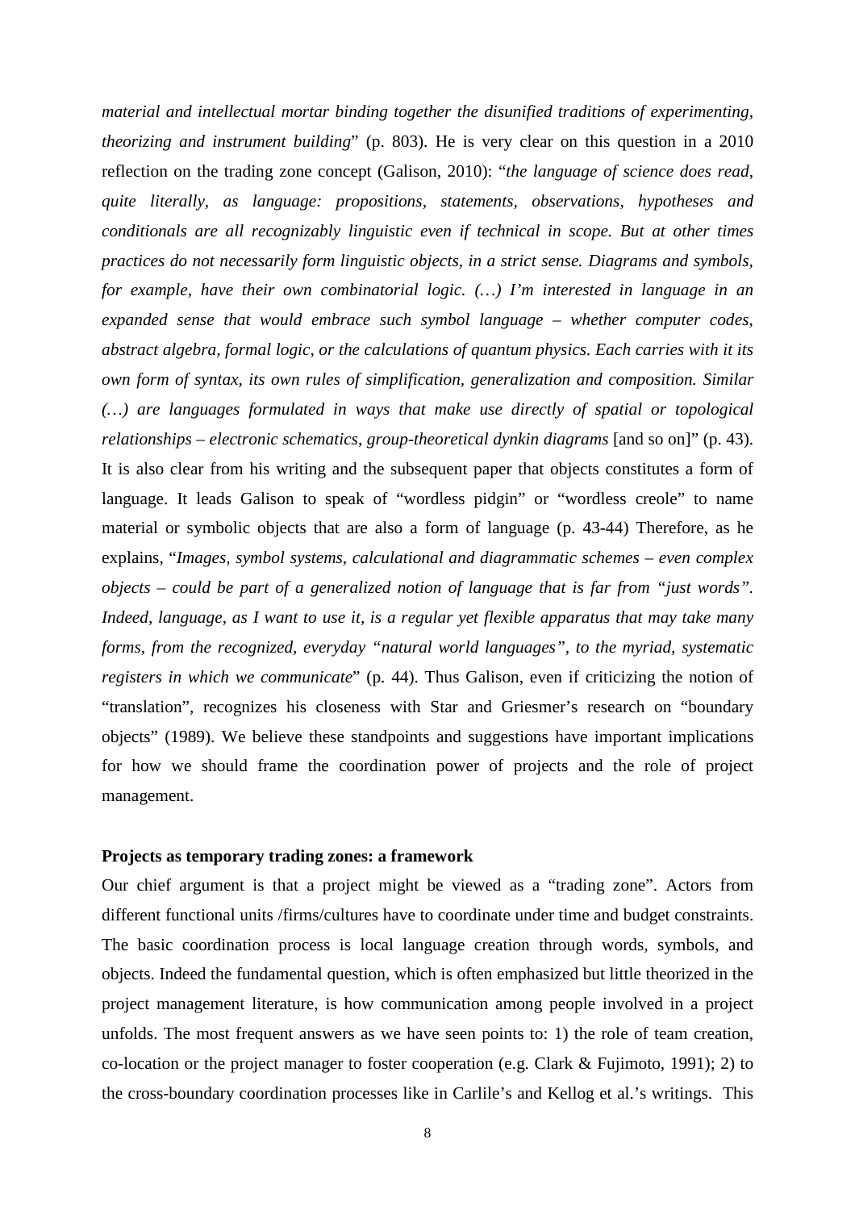*material and intellectual mortar binding together the disunified traditions of experimenting, theorizing and instrument building*" (p. 803). He is very clear on this question in a 2010 reflection on the trading zone concept (Galison, 2010): "*the language of science does read, quite literally, as language: propositions, statements, observations, hypotheses and conditionals are all recognizably linguistic even if technical in scope. But at other times practices do not necessarily form linguistic objects, in a strict sense. Diagrams and symbols, for example, have their own combinatorial logic. (…) I'm interested in language in an expanded sense that would embrace such symbol language – whether computer codes, abstract algebra, formal logic, or the calculations of quantum physics. Each carries with it its own form of syntax, its own rules of simplification, generalization and composition. Similar (…) are languages formulated in ways that make use directly of spatial or topological relationships – electronic schematics, group-theoretical dynkin diagrams* [and so on]" (p. 43). It is also clear from his writing and the subsequent paper that objects constitutes a form of language. It leads Galison to speak of "wordless pidgin" or "wordless creole" to name material or symbolic objects that are also a form of language (p. 43-44) Therefore, as he explains, "*Images, symbol systems, calculational and diagrammatic schemes – even complex objects – could be part of a generalized notion of language that is far from "just words". Indeed, language, as I want to use it, is a regular yet flexible apparatus that may take many forms, from the recognized, everyday "natural world languages", to the myriad, systematic registers in which we communicate*" (p. 44). Thus Galison, even if criticizing the notion of "translation", recognizes his closeness with Star and Griesmer's research on "boundary objects" (1989). We believe these standpoints and suggestions have important implications for how we should frame the coordination power of projects and the role of project management.

**Projects as temporary trading zones: a framework**

Our chief argument is that a project might be viewed as a "trading zone". Actors from different functional units /firms/cultures have to coordinate under time and budget constraints. The basic coordination process is local language creation through words, symbols, and objects. Indeed the fundamental question, which is often emphasized but little theorized in the project management literature, is how communication among people involved in a project unfolds. The most frequent answers as we have seen points to: 1) the role of team creation, co-location or the project manager to foster cooperation (e.g. Clark & Fujimoto, 1991); 2) to the cross-boundary coordination processes like in Carlile's and Kellog et al.'s writings. This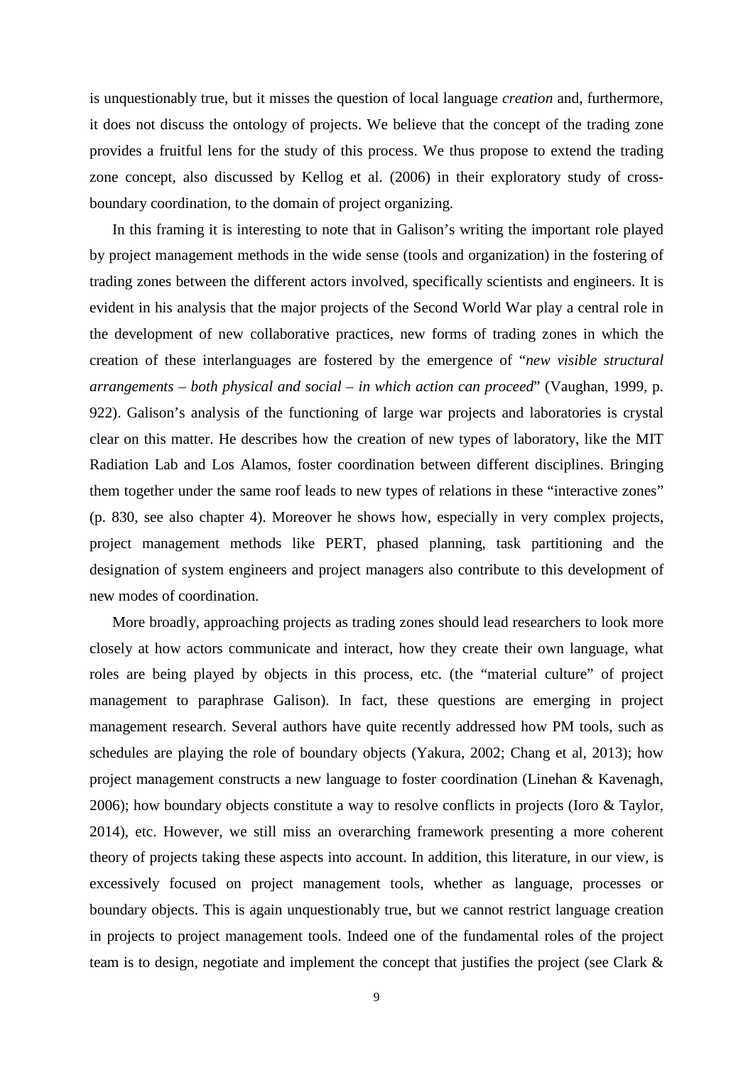is unquestionably true, but it misses the question of local language *creation* and, furthermore, it does not discuss the ontology of projects. We believe that the concept of the trading zone provides a fruitful lens for the study of this process. We thus propose to extend the trading zone concept, also discussed by Kellog et al. (2006) in their exploratory study of cross-boundary coordination, to the domain of project organizing.

In this framing it is interesting to note that in Galison's writing the important role played by project management methods in the wide sense (tools and organization) in the fostering of trading zones between the different actors involved, specifically scientists and engineers. It is evident in his analysis that the major projects of the Second World War play a central role in the development of new collaborative practices, new forms of trading zones in which the creation of these interlanguages are fostered by the emergence of "*new visible structural arrangements – both physical and social – in which action can proceed*" (Vaughan, 1999, p. 922). Galison's analysis of the functioning of large war projects and laboratories is crystal clear on this matter. He describes how the creation of new types of laboratory, like the MIT Radiation Lab and Los Alamos, foster coordination between different disciplines. Bringing them together under the same roof leads to new types of relations in these "interactive zones" (p. 830, see also chapter 4). Moreover he shows how, especially in very complex projects, project management methods like PERT, phased planning, task partitioning and the designation of system engineers and project managers also contribute to this development of new modes of coordination.

More broadly, approaching projects as trading zones should lead researchers to look more closely at how actors communicate and interact, how they create their own language, what roles are being played by objects in this process, etc. (the "material culture" of project management to paraphrase Galison). In fact, these questions are emerging in project management research. Several authors have quite recently addressed how PM tools, such as schedules are playing the role of boundary objects (Yakura, 2002; Chang et al, 2013); how project management constructs a new language to foster coordination (Linehan & Kavenagh, 2006); how boundary objects constitute a way to resolve conflicts in projects (Ioro & Taylor, 2014), etc. However, we still miss an overarching framework presenting a more coherent theory of projects taking these aspects into account. In addition, this literature, in our view, is excessively focused on project management tools, whether as language, processes or boundary objects. This is again unquestionably true, but we cannot restrict language creation in projects to project management tools. Indeed one of the fundamental roles of the project team is to design, negotiate and implement the concept that justifies the project (see Clark &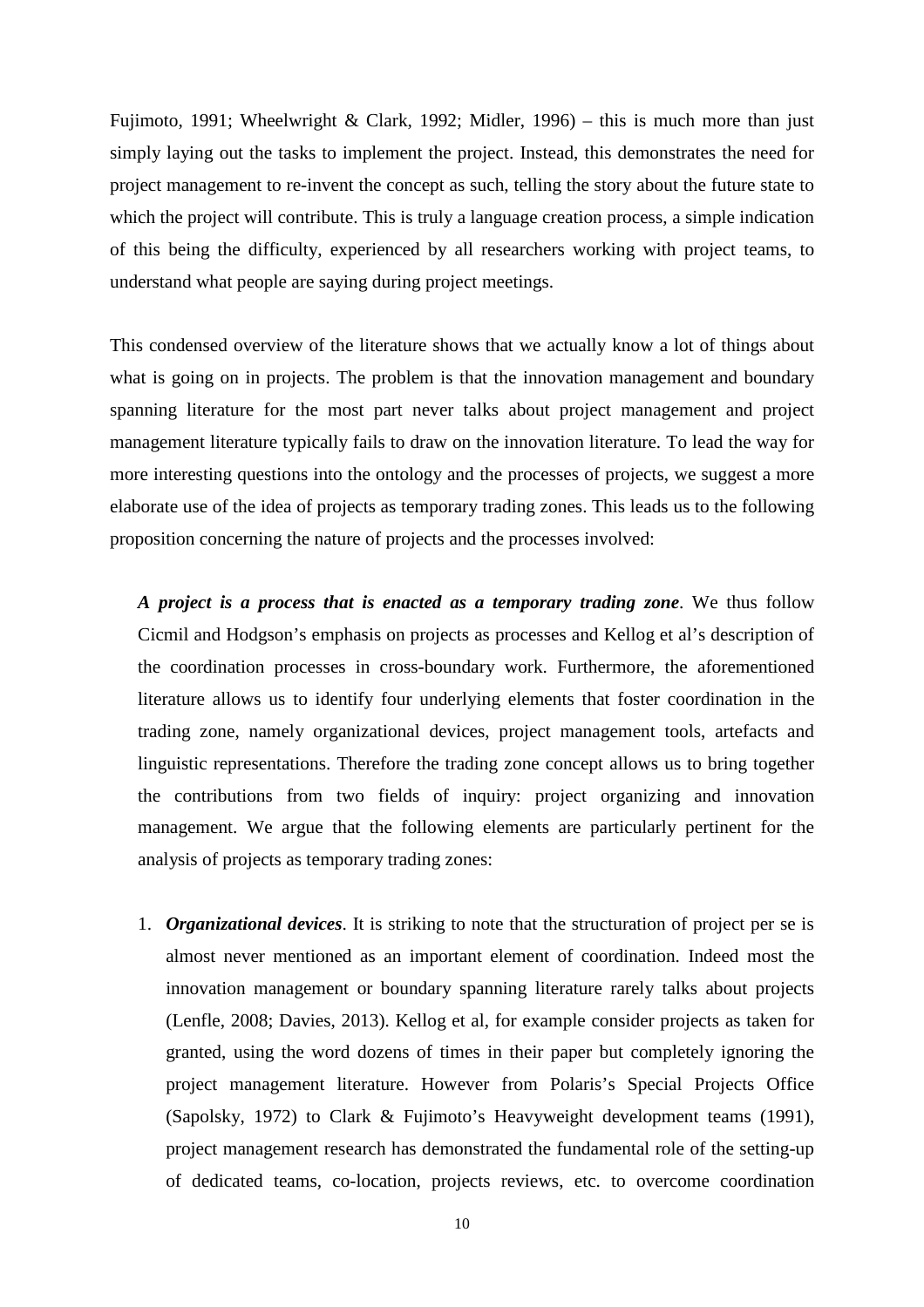Fujimoto, 1991; Wheelwright & Clark, 1992; Midler, 1996) – this is much more than just simply laying out the tasks to implement the project. Instead, this demonstrates the need for project management to re-invent the concept as such, telling the story about the future state to which the project will contribute. This is truly a language creation process, a simple indication of this being the difficulty, experienced by all researchers working with project teams, to understand what people are saying during project meetings.

This condensed overview of the literature shows that we actually know a lot of things about what is going on in projects. The problem is that the innovation management and boundary spanning literature for the most part never talks about project management and project management literature typically fails to draw on the innovation literature. To lead the way for more interesting questions into the ontology and the processes of projects, we suggest a more elaborate use of the idea of projects as temporary trading zones. This leads us to the following proposition concerning the nature of projects and the processes involved:

> ***A project is a process that is enacted as a temporary trading zone***. We thus follow Cicmil and Hodgson's emphasis on projects as processes and Kellog et al's description of the coordination processes in cross-boundary work. Furthermore, the aforementioned literature allows us to identify four underlying elements that foster coordination in the trading zone, namely organizational devices, project management tools, artefacts and linguistic representations. Therefore the trading zone concept allows us to bring together the contributions from two fields of inquiry: project organizing and innovation management. We argue that the following elements are particularly pertinent for the analysis of projects as temporary trading zones:

1. ***Organizational devices***. It is striking to note that the structuration of project per se is almost never mentioned as an important element of coordination. Indeed most the innovation management or boundary spanning literature rarely talks about projects (Lenfle, 2008; Davies, 2013). Kellog et al, for example consider projects as taken for granted, using the word dozens of times in their paper but completely ignoring the project management literature. However from Polaris's Special Projects Office (Sapolsky, 1972) to Clark & Fujimoto's Heavyweight development teams (1991), project management research has demonstrated the fundamental role of the setting-up of dedicated teams, co-location, projects reviews, etc. to overcome coordination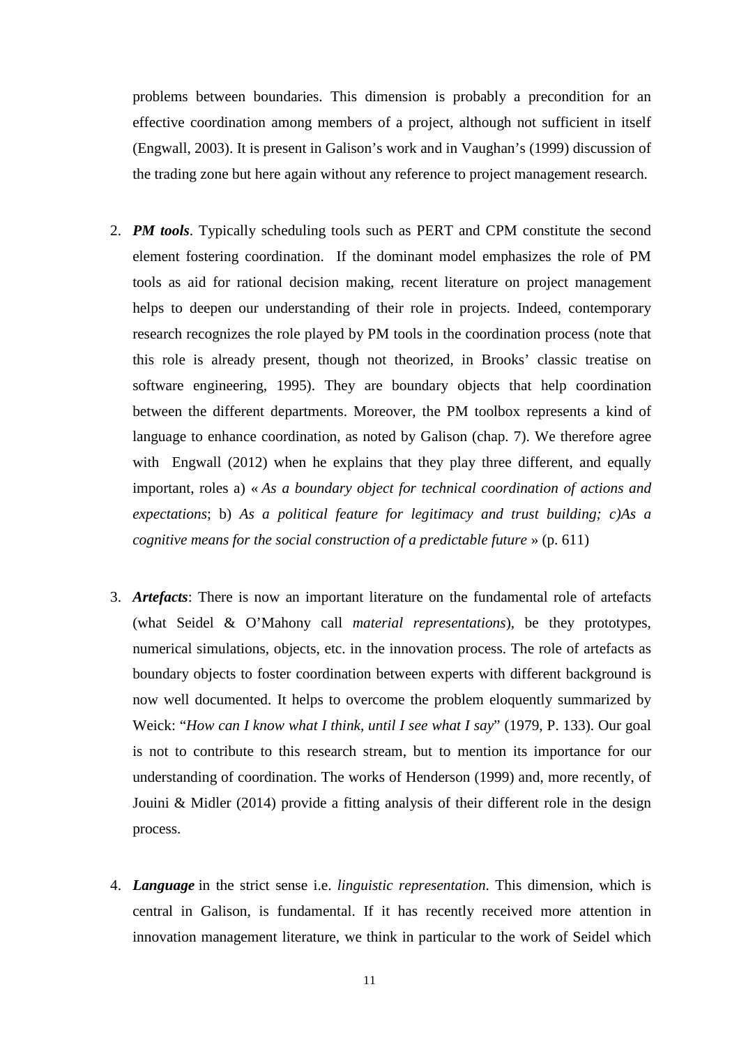problems between boundaries. This dimension is probably a precondition for an effective coordination among members of a project, although not sufficient in itself (Engwall, 2003). It is present in Galison's work and in Vaughan's (1999) discussion of the trading zone but here again without any reference to project management research.

2. ***PM tools***. Typically scheduling tools such as PERT and CPM constitute the second element fostering coordination. If the dominant model emphasizes the role of PM tools as aid for rational decision making, recent literature on project management helps to deepen our understanding of their role in projects. Indeed, contemporary research recognizes the role played by PM tools in the coordination process (note that this role is already present, though not theorized, in Brooks' classic treatise on software engineering, 1995). They are boundary objects that help coordination between the different departments. Moreover, the PM toolbox represents a kind of language to enhance coordination, as noted by Galison (chap. 7). We therefore agree with Engwall (2012) when he explains that they play three different, and equally important, roles a) « *As a boundary object for technical coordination of actions and expectations*; b) *As a political feature for legitimacy and trust building; c)As a cognitive means for the social construction of a predictable future* » (p. 611)

3. ***Artefacts***: There is now an important literature on the fundamental role of artefacts (what Seidel & O'Mahony call *material representations*), be they prototypes, numerical simulations, objects, etc. in the innovation process. The role of artefacts as boundary objects to foster coordination between experts with different background is now well documented. It helps to overcome the problem eloquently summarized by Weick: "*How can I know what I think, until I see what I say*" (1979, P. 133). Our goal is not to contribute to this research stream, but to mention its importance for our understanding of coordination. The works of Henderson (1999) and, more recently, of Jouini & Midler (2014) provide a fitting analysis of their different role in the design process.

4. ***Language*** in the strict sense i.e. *linguistic representation.* This dimension, which is central in Galison, is fundamental. If it has recently received more attention in innovation management literature, we think in particular to the work of Seidel which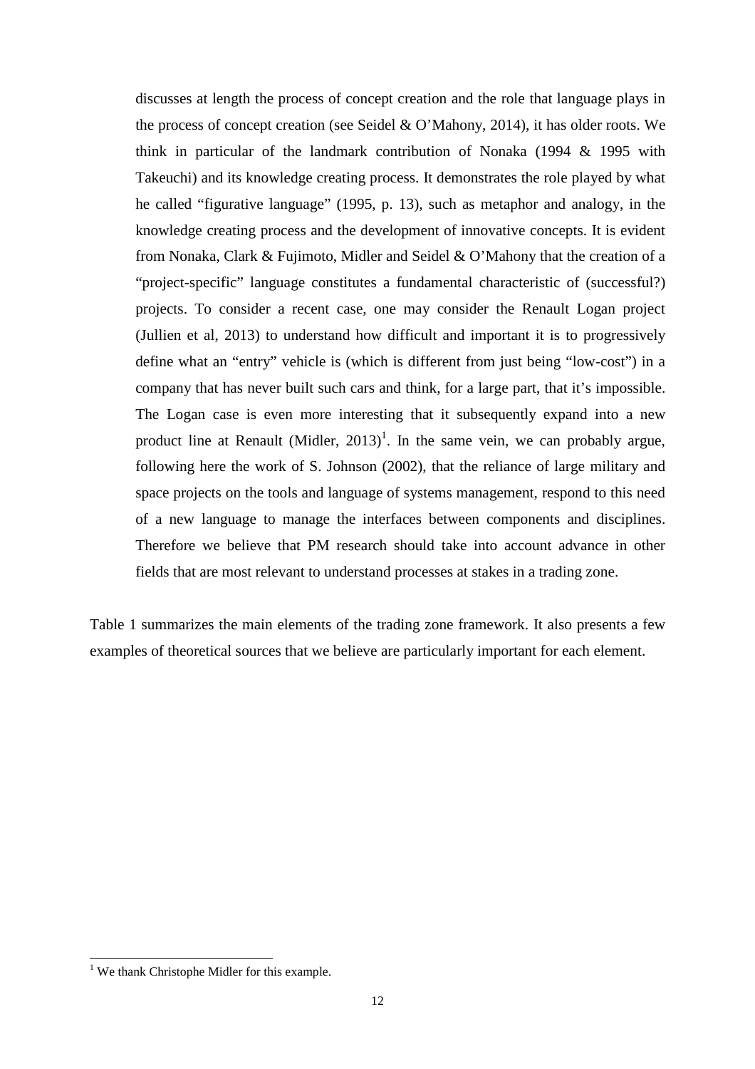discusses at length the process of concept creation and the role that language plays in the process of concept creation (see Seidel & O'Mahony, 2014), it has older roots. We think in particular of the landmark contribution of Nonaka (1994 & 1995 with Takeuchi) and its knowledge creating process. It demonstrates the role played by what he called "figurative language" (1995, p. 13), such as metaphor and analogy, in the knowledge creating process and the development of innovative concepts. It is evident from Nonaka, Clark & Fujimoto, Midler and Seidel & O'Mahony that the creation of a "project-specific" language constitutes a fundamental characteristic of (successful?) projects. To consider a recent case, one may consider the Renault Logan project (Jullien et al, 2013) to understand how difficult and important it is to progressively define what an "entry" vehicle is (which is different from just being "low-cost") in a company that has never built such cars and think, for a large part, that it's impossible. The Logan case is even more interesting that it subsequently expand into a new product line at Renault (Midler, 2013)[1]. In the same vein, we can probably argue, following here the work of S. Johnson (2002), that the reliance of large military and space projects on the tools and language of systems management, respond to this need of a new language to manage the interfaces between components and disciplines. Therefore we believe that PM research should take into account advance in other fields that are most relevant to understand processes at stakes in a trading zone.

Table 1 summarizes the main elements of the trading zone framework. It also presents a few examples of theoretical sources that we believe are particularly important for each element.

[1] We thank Christophe Midler for this example.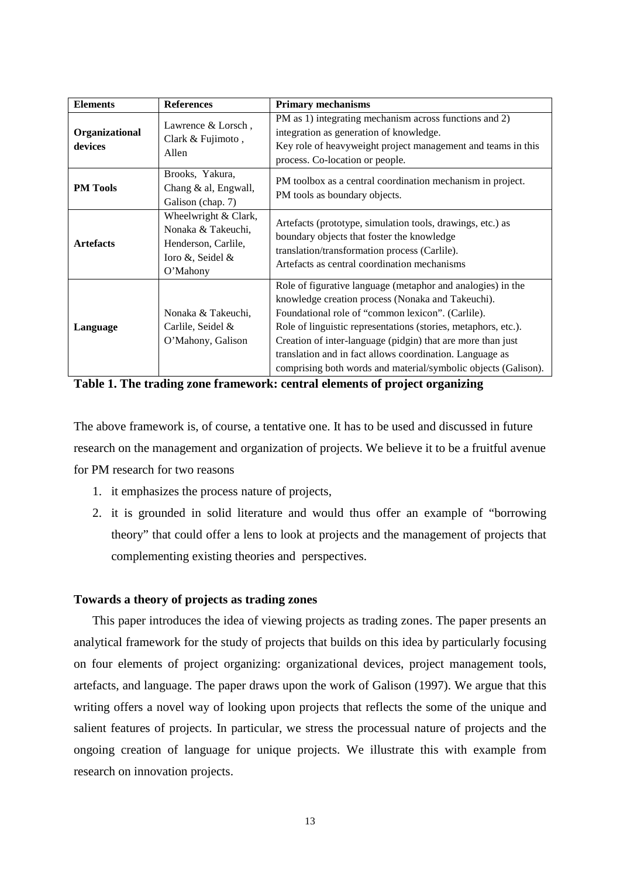| Elements | References | Primary mechanisms |
|---|---|---|
| **Organizational devices** | Lawrence & Lorsch , Clark & Fujimoto , Allen | PM as 1) integrating mechanism across functions and 2) integration as generation of knowledge. Key role of heavyweight project management and teams in this process. Co-location or people. |
| **PM Tools** | Brooks, Yakura, Chang & al, Engwall, Galison (chap. 7) | PM toolbox as a central coordination mechanism in project. PM tools as boundary objects. |
| **Artefacts** | Wheelwright & Clark, Nonaka & Takeuchi, Henderson, Carlile, Ioro &, Seidel & O'Mahony | Artefacts (prototype, simulation tools, drawings, etc.) as boundary objects that foster the knowledge translation/transformation process (Carlile). Artefacts as central coordination mechanisms |
| **Language** | Nonaka & Takeuchi, Carlile, Seidel & O'Mahony, Galison | Role of figurative language (metaphor and analogies) in the knowledge creation process (Nonaka and Takeuchi). Foundational role of "common lexicon". (Carlile). Role of linguistic representations (stories, metaphors, etc.). Creation of inter-language (pidgin) that are more than just translation and in fact allows coordination. Language as comprising both words and material/symbolic objects (Galison). |

**Table 1. The trading zone framework: central elements of project organizing**

The above framework is, of course, a tentative one. It has to be used and discussed in future research on the management and organization of projects. We believe it to be a fruitful avenue for PM research for two reasons

1. it emphasizes the process nature of projects,
2. it is grounded in solid literature and would thus offer an example of "borrowing theory" that could offer a lens to look at projects and the management of projects that complementing existing theories and perspectives.

### Towards a theory of projects as trading zones

This paper introduces the idea of viewing projects as trading zones. The paper presents an analytical framework for the study of projects that builds on this idea by particularly focusing on four elements of project organizing: organizational devices, project management tools, artefacts, and language. The paper draws upon the work of Galison (1997). We argue that this writing offers a novel way of looking upon projects that reflects the some of the unique and salient features of projects. In particular, we stress the processual nature of projects and the ongoing creation of language for unique projects. We illustrate this with example from research on innovation projects.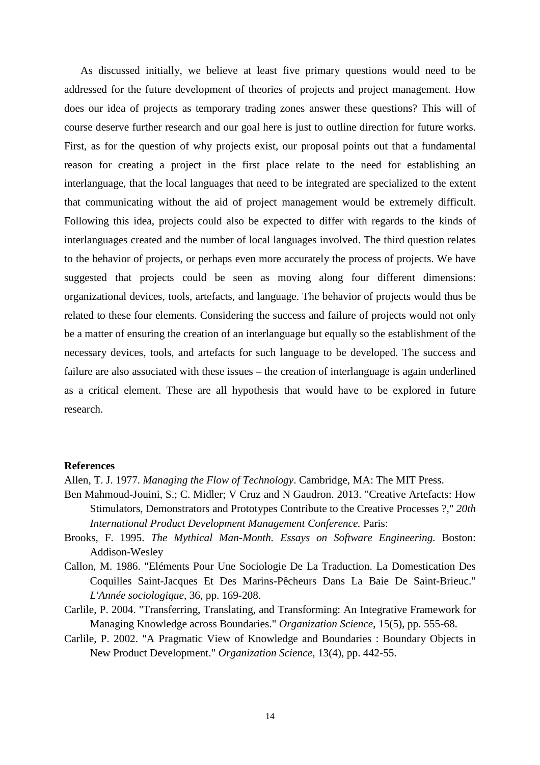As discussed initially, we believe at least five primary questions would need to be addressed for the future development of theories of projects and project management. How does our idea of projects as temporary trading zones answer these questions? This will of course deserve further research and our goal here is just to outline direction for future works. First, as for the question of why projects exist, our proposal points out that a fundamental reason for creating a project in the first place relate to the need for establishing an interlanguage, that the local languages that need to be integrated are specialized to the extent that communicating without the aid of project management would be extremely difficult. Following this idea, projects could also be expected to differ with regards to the kinds of interlanguages created and the number of local languages involved. The third question relates to the behavior of projects, or perhaps even more accurately the process of projects. We have suggested that projects could be seen as moving along four different dimensions: organizational devices, tools, artefacts, and language. The behavior of projects would thus be related to these four elements. Considering the success and failure of projects would not only be a matter of ensuring the creation of an interlanguage but equally so the establishment of the necessary devices, tools, and artefacts for such language to be developed. The success and failure are also associated with these issues – the creation of interlanguage is again underlined as a critical element. These are all hypothesis that would have to be explored in future research.

**References**

Allen, T. J. 1977. *Managing the Flow of Technology*. Cambridge, MA: The MIT Press.

Ben Mahmoud-Jouini, S.; C. Midler; V Cruz and N Gaudron. 2013. "Creative Artefacts: How Stimulators, Demonstrators and Prototypes Contribute to the Creative Processes ?," *20th International Product Development Management Conference.* Paris:

Brooks, F. 1995. *The Mythical Man-Month. Essays on Software Engineering.* Boston: Addison-Wesley

Callon, M. 1986. "Eléments Pour Une Sociologie De La Traduction. La Domestication Des Coquilles Saint-Jacques Et Des Marins-Pêcheurs Dans La Baie De Saint-Brieuc." *L'Année sociologique*, 36, pp. 169-208.

Carlile, P. 2004. "Transferring, Translating, and Transforming: An Integrative Framework for Managing Knowledge across Boundaries." *Organization Science*, 15(5), pp. 555-68.

Carlile, P. 2002. "A Pragmatic View of Knowledge and Boundaries : Boundary Objects in New Product Development." *Organization Science*, 13(4), pp. 442-55.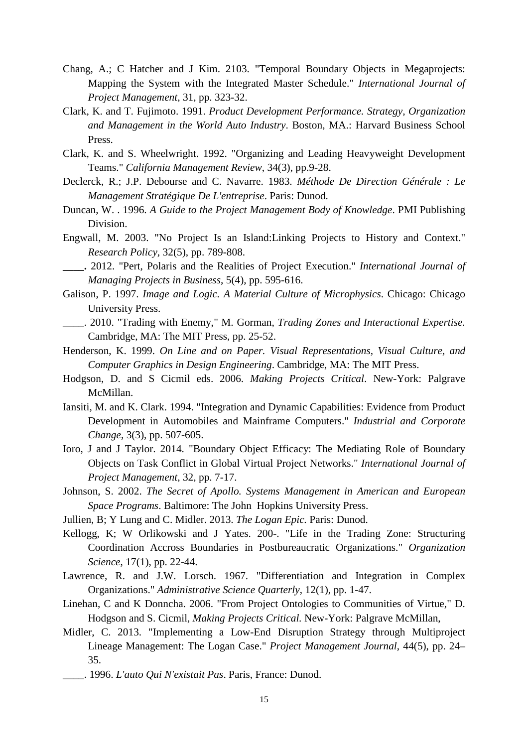Chang, A.; C Hatcher and J Kim. 2103. "Temporal Boundary Objects in Megaprojects: Mapping the System with the Integrated Master Schedule." *International Journal of Project Management*, 31, pp. 323-32.

Clark, K. and T. Fujimoto. 1991. *Product Development Performance. Strategy, Organization and Management in the World Auto Industry*. Boston, MA.: Harvard Business School Press.

Clark, K. and S. Wheelwright. 1992. "Organizing and Leading Heavyweight Development Teams." *California Management Review*, 34(3), pp.9-28.

Declerck, R.; J.P. Debourse and C. Navarre. 1983. *Méthode De Direction Générale : Le Management Stratégique De L'entreprise*. Paris: Dunod.

Duncan, W. . 1996. *A Guide to the Project Management Body of Knowledge*. PMI Publishing Division.

Engwall, M. 2003. "No Project Is an Island:Linking Projects to History and Context." *Research Policy*, 32(5), pp. 789-808.

**____.** 2012. "Pert, Polaris and the Realities of Project Execution." *International Journal of Managing Projects in Business*, 5(4), pp. 595-616.

Galison, P. 1997. *Image and Logic. A Material Culture of Microphysics*. Chicago: Chicago University Press.

____. 2010. "Trading with Enemy," M. Gorman, *Trading Zones and Interactional Expertise.* Cambridge, MA: The MIT Press, pp. 25-52.

Henderson, K. 1999. *On Line and on Paper. Visual Representations, Visual Culture, and Computer Graphics in Design Engineering*. Cambridge, MA: The MIT Press.

Hodgson, D. and S Cicmil eds. 2006. *Making Projects Critical*. New-York: Palgrave McMillan.

Iansiti, M. and K. Clark. 1994. "Integration and Dynamic Capabilities: Evidence from Product Development in Automobiles and Mainframe Computers." *Industrial and Corporate Change*, 3(3), pp. 507-605.

Ioro, J and J Taylor. 2014. "Boundary Object Efficacy: The Mediating Role of Boundary Objects on Task Conflict in Global Virtual Project Networks." *International Journal of Project Management*, 32, pp. 7-17.

Johnson, S. 2002. *The Secret of Apollo. Systems Management in American and European Space Programs*. Baltimore: The John Hopkins University Press.

Jullien, B; Y Lung and C. Midler. 2013. *The Logan Epic*. Paris: Dunod.

Kellogg, K; W Orlikowski and J Yates. 200-. "Life in the Trading Zone: Structuring Coordination Accross Boundaries in Postbureaucratic Organizations." *Organization Science*, 17(1), pp. 22-44.

Lawrence, R. and J.W. Lorsch. 1967. "Differentiation and Integration in Complex Organizations." *Administrative Science Quarterly*, 12(1), pp. 1-47.

Linehan, C and K Donncha. 2006. "From Project Ontologies to Communities of Virtue," D. Hodgson and S. Cicmil, *Making Projects Critical.* New-York: Palgrave McMillan,

Midler, C. 2013. "Implementing a Low-End Disruption Strategy through Multiproject Lineage Management: The Logan Case." *Project Management Journal*, 44(5), pp. 24–35.

____. 1996. *L'auto Qui N'existait Pas*. Paris, France: Dunod.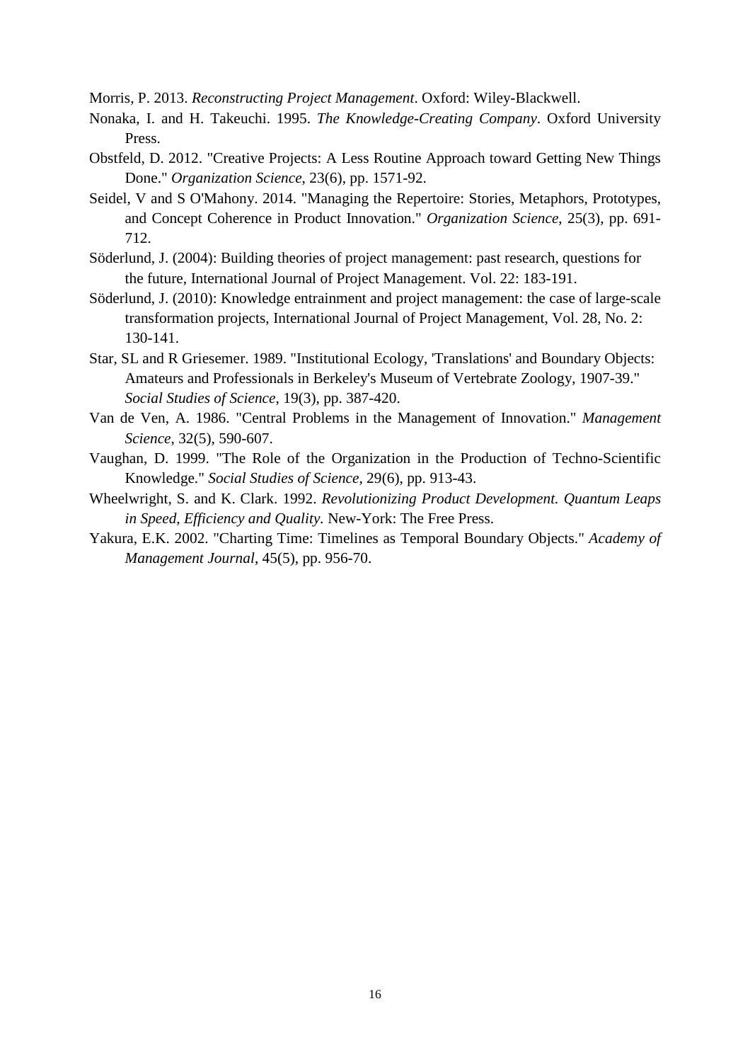Morris, P. 2013. *Reconstructing Project Management*. Oxford: Wiley-Blackwell.

Nonaka, I. and H. Takeuchi. 1995. *The Knowledge-Creating Company*. Oxford University Press.

Obstfeld, D. 2012. "Creative Projects: A Less Routine Approach toward Getting New Things Done." *Organization Science*, 23(6), pp. 1571-92.

Seidel, V and S O'Mahony. 2014. "Managing the Repertoire: Stories, Metaphors, Prototypes, and Concept Coherence in Product Innovation." *Organization Science*, 25(3), pp. 691-712.

Söderlund, J. (2004): Building theories of project management: past research, questions for the future, International Journal of Project Management. Vol. 22: 183-191.

Söderlund, J. (2010): Knowledge entrainment and project management: the case of large-scale transformation projects, International Journal of Project Management, Vol. 28, No. 2: 130-141.

Star, SL and R Griesemer. 1989. "Institutional Ecology, 'Translations' and Boundary Objects: Amateurs and Professionals in Berkeley's Museum of Vertebrate Zoology, 1907-39." *Social Studies of Science*, 19(3), pp. 387-420.

Van de Ven, A. 1986. "Central Problems in the Management of Innovation." *Management Science*, 32(5), 590-607.

Vaughan, D. 1999. "The Role of the Organization in the Production of Techno-Scientific Knowledge." *Social Studies of Science*, 29(6), pp. 913-43.

Wheelwright, S. and K. Clark. 1992. *Revolutionizing Product Development. Quantum Leaps in Speed, Efficiency and Quality*. New-York: The Free Press.

Yakura, E.K. 2002. "Charting Time: Timelines as Temporal Boundary Objects." *Academy of Management Journal*, 45(5), pp. 956-70.